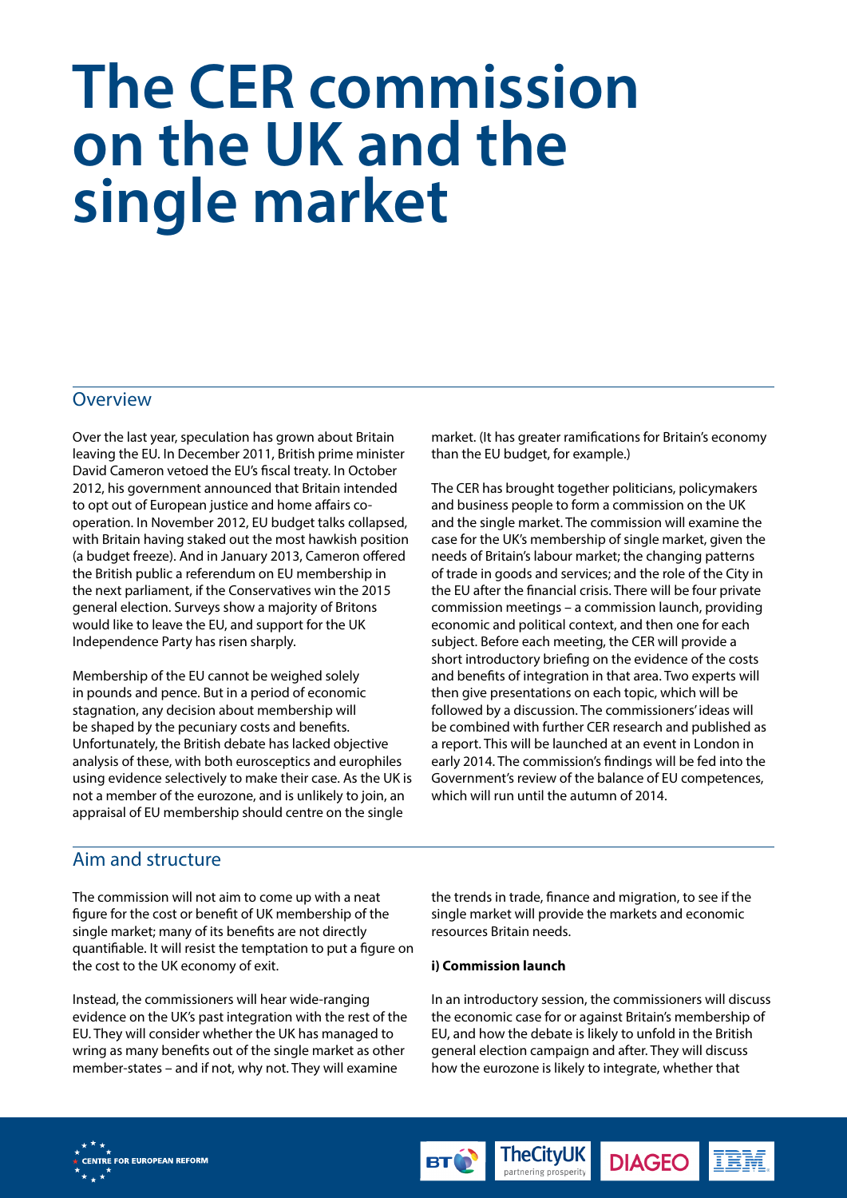# The CER commission on the UK and the single market

## Overview

Over the last year, speculation has grown about Britain leaving the EU. In December 2011, British prime minister David Cameron vetoed the EU's fiscal treaty. In October 2012, his government announced that Britain intended to opt out of European justice and home affairs co-operation. In November 2012, EU budget talks collapsed, with Britain having staked out the most hawkish position (a budget freeze). And in January 2013, Cameron offered the British public a referendum on EU membership in the next parliament, if the Conservatives win the 2015 general election. Surveys show a majority of Britons would like to leave the EU, and support for the UK Independence Party has risen sharply.

Membership of the EU cannot be weighed solely in pounds and pence. But in a period of economic stagnation, any decision about membership will be shaped by the pecuniary costs and benefits. Unfortunately, the British debate has lacked objective analysis of these, with both eurosceptics and europhiles using evidence selectively to make their case. As the UK is not a member of the eurozone, and is unlikely to join, an appraisal of EU membership should centre on the single market. (It has greater ramifications for Britain's economy than the EU budget, for example.)

The CER has brought together politicians, policymakers and business people to form a commission on the UK and the single market. The commission will examine the case for the UK's membership of single market, given the needs of Britain's labour market; the changing patterns of trade in goods and services; and the role of the City in the EU after the financial crisis. There will be four private commission meetings – a commission launch, providing economic and political context, and then one for each subject. Before each meeting, the CER will provide a short introductory briefing on the evidence of the costs and benefits of integration in that area. Two experts will then give presentations on each topic, which will be followed by a discussion. The commissioners' ideas will be combined with further CER research and published as a report. This will be launched at an event in London in early 2014. The commission's findings will be fed into the Government's review of the balance of EU competences, which will run until the autumn of 2014.

## Aim and structure

The commission will not aim to come up with a neat figure for the cost or benefit of UK membership of the single market; many of its benefits are not directly quantifiable. It will resist the temptation to put a figure on the cost to the UK economy of exit.

Instead, the commissioners will hear wide-ranging evidence on the UK's past integration with the rest of the EU. They will consider whether the UK has managed to wring as many benefits out of the single market as other member-states – and if not, why not. They will examine the trends in trade, finance and migration, to see if the single market will provide the markets and economic resources Britain needs.

**i) Commission launch**

In an introductory session, the commissioners will discuss the economic case for or against Britain's membership of EU, and how the debate is likely to unfold in the British general election campaign and after. They will discuss how the eurozone is likely to integrate, whether that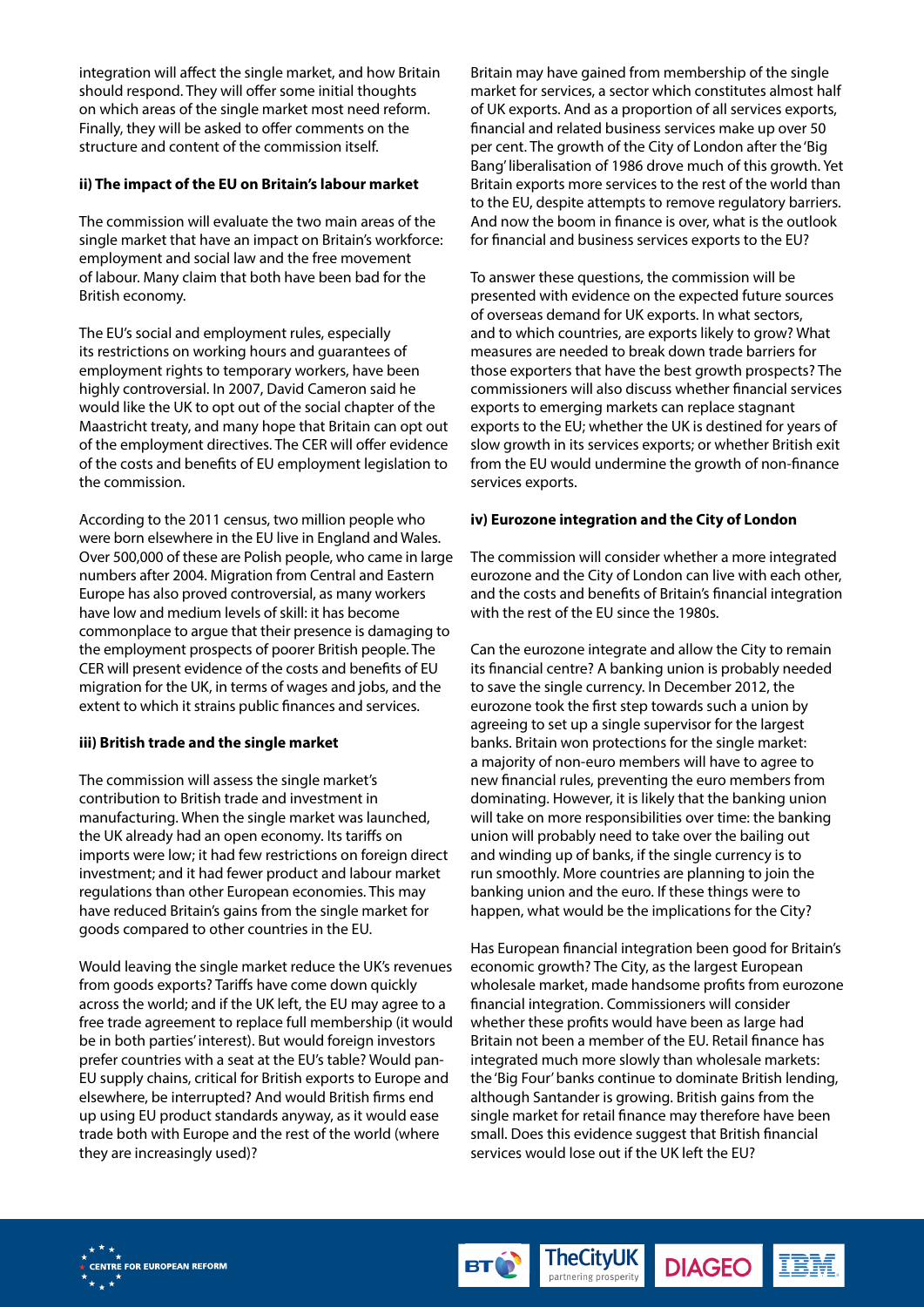integration will affect the single market, and how Britain should respond. They will offer some initial thoughts on which areas of the single market most need reform. Finally, they will be asked to offer comments on the structure and content of the commission itself.

**ii) The impact of the EU on Britain's labour market**

The commission will evaluate the two main areas of the single market that have an impact on Britain's workforce: employment and social law and the free movement of labour. Many claim that both have been bad for the British economy.

The EU's social and employment rules, especially its restrictions on working hours and guarantees of employment rights to temporary workers, have been highly controversial. In 2007, David Cameron said he would like the UK to opt out of the social chapter of the Maastricht treaty, and many hope that Britain can opt out of the employment directives. The CER will offer evidence of the costs and benefits of EU employment legislation to the commission.

According to the 2011 census, two million people who were born elsewhere in the EU live in England and Wales. Over 500,000 of these are Polish people, who came in large numbers after 2004. Migration from Central and Eastern Europe has also proved controversial, as many workers have low and medium levels of skill: it has become commonplace to argue that their presence is damaging to the employment prospects of poorer British people. The CER will present evidence of the costs and benefits of EU migration for the UK, in terms of wages and jobs, and the extent to which it strains public finances and services.

**iii) British trade and the single market**

The commission will assess the single market's contribution to British trade and investment in manufacturing. When the single market was launched, the UK already had an open economy. Its tariffs on imports were low; it had few restrictions on foreign direct investment; and it had fewer product and labour market regulations than other European economies. This may have reduced Britain's gains from the single market for goods compared to other countries in the EU.

Would leaving the single market reduce the UK's revenues from goods exports? Tariffs have come down quickly across the world; and if the UK left, the EU may agree to a free trade agreement to replace full membership (it would be in both parties' interest). But would foreign investors prefer countries with a seat at the EU's table? Would pan-EU supply chains, critical for British exports to Europe and elsewhere, be interrupted? And would British firms end up using EU product standards anyway, as it would ease trade both with Europe and the rest of the world (where they are increasingly used)?

Britain may have gained from membership of the single market for services, a sector which constitutes almost half of UK exports. And as a proportion of all services exports, financial and related business services make up over 50 per cent. The growth of the City of London after the 'Big Bang' liberalisation of 1986 drove much of this growth. Yet Britain exports more services to the rest of the world than to the EU, despite attempts to remove regulatory barriers. And now the boom in finance is over, what is the outlook for financial and business services exports to the EU?

To answer these questions, the commission will be presented with evidence on the expected future sources of overseas demand for UK exports. In what sectors, and to which countries, are exports likely to grow? What measures are needed to break down trade barriers for those exporters that have the best growth prospects? The commissioners will also discuss whether financial services exports to emerging markets can replace stagnant exports to the EU; whether the UK is destined for years of slow growth in its services exports; or whether British exit from the EU would undermine the growth of non-finance services exports.

**iv) Eurozone integration and the City of London**

The commission will consider whether a more integrated eurozone and the City of London can live with each other, and the costs and benefits of Britain's financial integration with the rest of the EU since the 1980s.

Can the eurozone integrate and allow the City to remain its financial centre? A banking union is probably needed to save the single currency. In December 2012, the eurozone took the first step towards such a union by agreeing to set up a single supervisor for the largest banks. Britain won protections for the single market: a majority of non-euro members will have to agree to new financial rules, preventing the euro members from dominating. However, it is likely that the banking union will take on more responsibilities over time: the banking union will probably need to take over the bailing out and winding up of banks, if the single currency is to run smoothly. More countries are planning to join the banking union and the euro. If these things were to happen, what would be the implications for the City?

Has European financial integration been good for Britain's economic growth? The City, as the largest European wholesale market, made handsome profits from eurozone financial integration. Commissioners will consider whether these profits would have been as large had Britain not been a member of the EU. Retail finance has integrated much more slowly than wholesale markets: the 'Big Four' banks continue to dominate British lending, although Santander is growing. British gains from the single market for retail finance may therefore have been small. Does this evidence suggest that British financial services would lose out if the UK left the EU?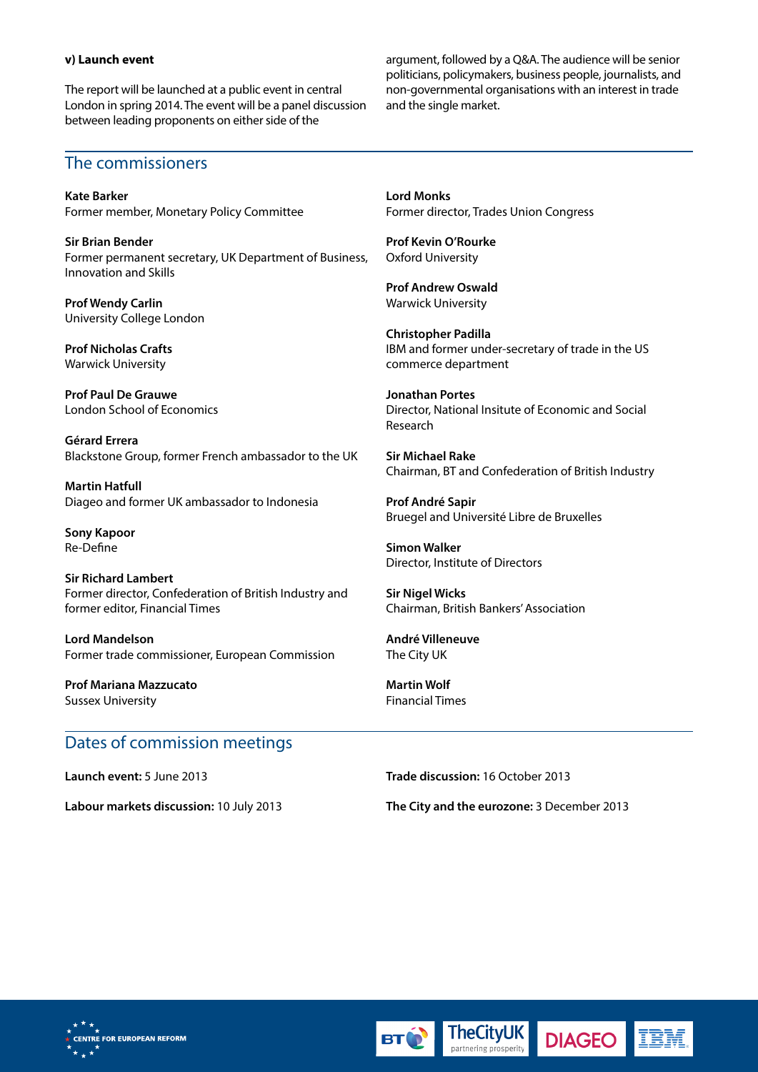**v) Launch event**

The report will be launched at a public event in central London in spring 2014. The event will be a panel discussion between leading proponents on either side of the argument, followed by a Q&A. The audience will be senior politicians, policymakers, business people, journalists, and non-governmental organisations with an interest in trade and the single market.

## The commissioners

**Kate Barker**
Former member, Monetary Policy Committee

**Sir Brian Bender**
Former permanent secretary, UK Department of Business, Innovation and Skills

**Prof Wendy Carlin**
University College London

**Prof Nicholas Crafts**
Warwick University

**Prof Paul De Grauwe**
London School of Economics

**Gérard Errera**
Blackstone Group, former French ambassador to the UK

**Martin Hatfull**
Diageo and former UK ambassador to Indonesia

**Sony Kapoor**
Re-Define

**Sir Richard Lambert**
Former director, Confederation of British Industry and former editor, Financial Times

**Lord Mandelson**
Former trade commissioner, European Commission

**Prof Mariana Mazzucato**
Sussex University

**Lord Monks**
Former director, Trades Union Congress

**Prof Kevin O'Rourke**
Oxford University

**Prof Andrew Oswald**
Warwick University

**Christopher Padilla**
IBM and former under-secretary of trade in the US commerce department

**Jonathan Portes**
Director, National Insitute of Economic and Social Research

**Sir Michael Rake**
Chairman, BT and Confederation of British Industry

**Prof André Sapir**
Bruegel and Université Libre de Bruxelles

**Simon Walker**
Director, Institute of Directors

**Sir Nigel Wicks**
Chairman, British Bankers' Association

**André Villeneuve**
The City UK

**Martin Wolf**
Financial Times

## Dates of commission meetings

**Launch event:** 5 June 2013

**Labour markets discussion:** 10 July 2013

**Trade discussion:** 16 October 2013

**The City and the eurozone:** 3 December 2013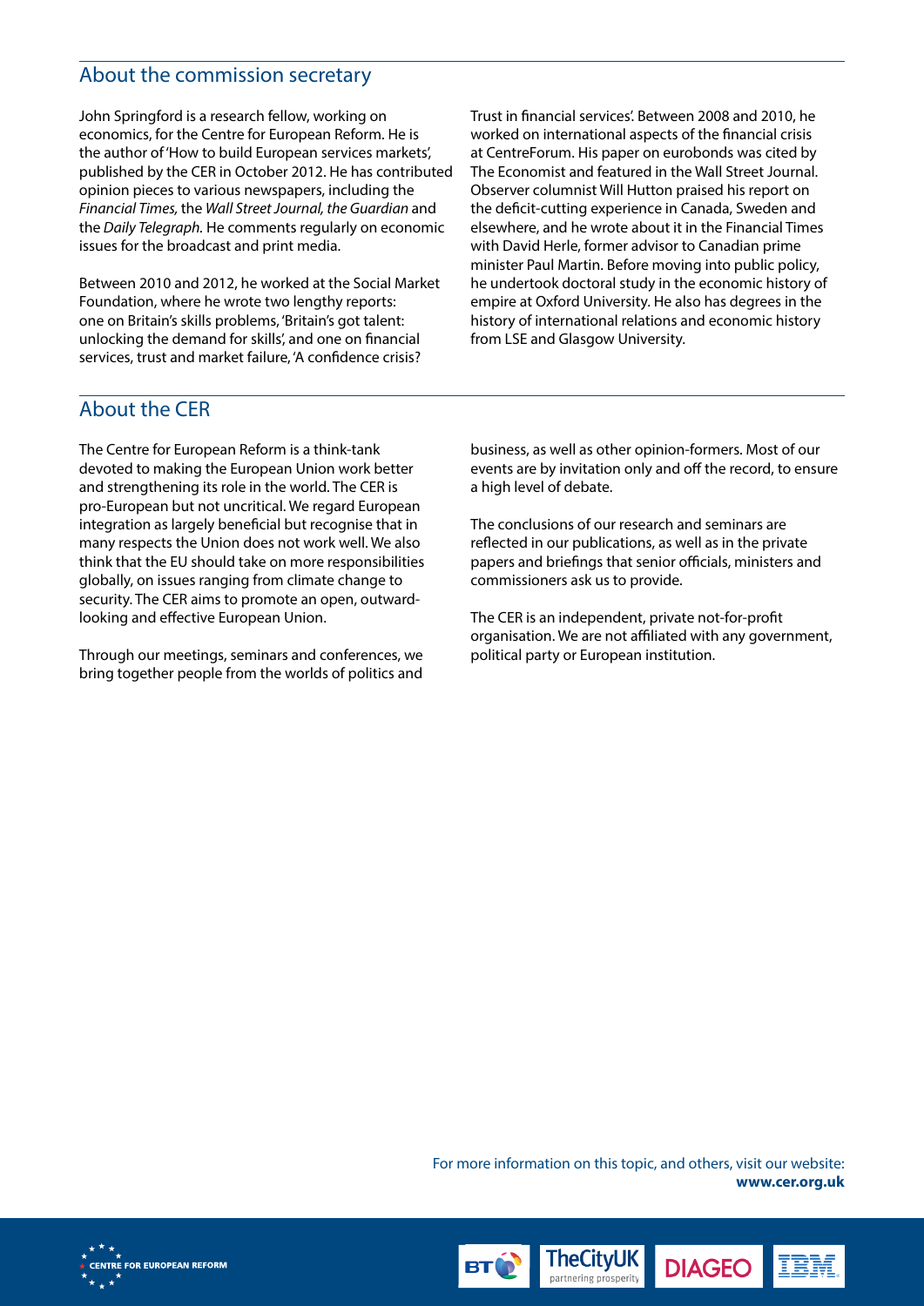## About the commission secretary

John Springford is a research fellow, working on economics, for the Centre for European Reform. He is the author of 'How to build European services markets', published by the CER in October 2012. He has contributed opinion pieces to various newspapers, including the *Financial Times,* the *Wall Street Journal, the Guardian* and the *Daily Telegraph.* He comments regularly on economic issues for the broadcast and print media.

Between 2010 and 2012, he worked at the Social Market Foundation, where he wrote two lengthy reports: one on Britain's skills problems, 'Britain's got talent: unlocking the demand for skills', and one on financial services, trust and market failure, 'A confidence crisis? Trust in financial services'. Between 2008 and 2010, he worked on international aspects of the financial crisis at CentreForum. His paper on eurobonds was cited by The Economist and featured in the Wall Street Journal. Observer columnist Will Hutton praised his report on the deficit-cutting experience in Canada, Sweden and elsewhere, and he wrote about it in the Financial Times with David Herle, former advisor to Canadian prime minister Paul Martin. Before moving into public policy, he undertook doctoral study in the economic history of empire at Oxford University. He also has degrees in the history of international relations and economic history from LSE and Glasgow University.

## About the CER

The Centre for European Reform is a think-tank devoted to making the European Union work better and strengthening its role in the world. The CER is pro-European but not uncritical. We regard European integration as largely beneficial but recognise that in many respects the Union does not work well. We also think that the EU should take on more responsibilities globally, on issues ranging from climate change to security. The CER aims to promote an open, outward-looking and effective European Union.

Through our meetings, seminars and conferences, we bring together people from the worlds of politics and business, as well as other opinion-formers. Most of our events are by invitation only and off the record, to ensure a high level of debate.

The conclusions of our research and seminars are reflected in our publications, as well as in the private papers and briefings that senior officials, ministers and commissioners ask us to provide.

The CER is an independent, private not-for-profit organisation. We are not affiliated with any government, political party or European institution.

For more information on this topic, and others, visit our website:
**www.cer.org.uk**

CENTRE FOR EUROPEAN REFORM

BT TheCityUK partnering prosperity DIAGEO IBM